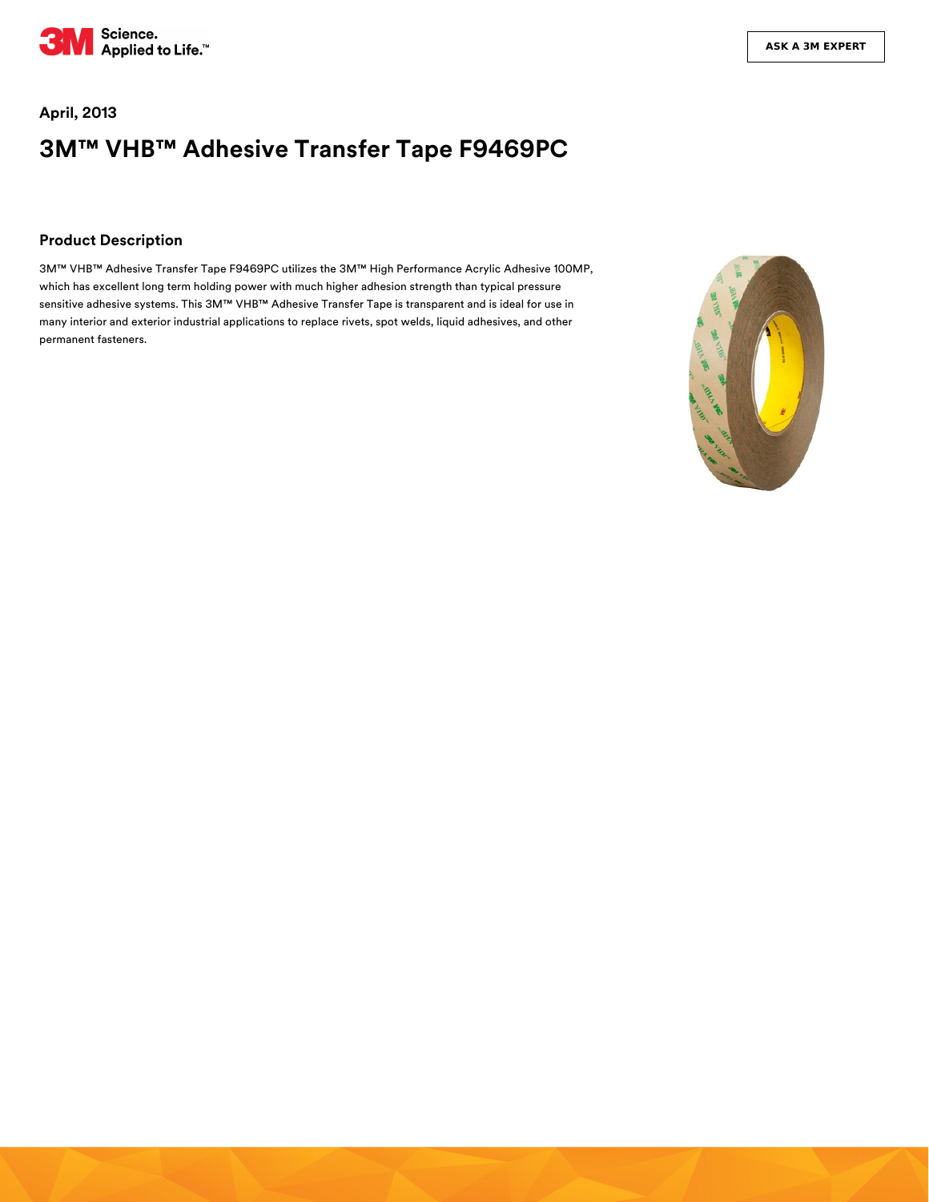April, 2013

# 3M™ VHB™ Adhesive Transfer Tape F9469PC

## Product Description

3M™ VHB™ Adhesive Transfer Tape F9469PC utilizes the 3M™ High Performance Acrylic Adhesive 100MP, which has excellent long term holding power with much higher adhesion strength than typical pressure sensitive adhesive systems. This 3M™ VHB™ Adhesive Transfer Tape is transparent and is ideal for use in many interior and exterior industrial applications to replace rivets, spot welds, liquid adhesives, and other permanent fasteners.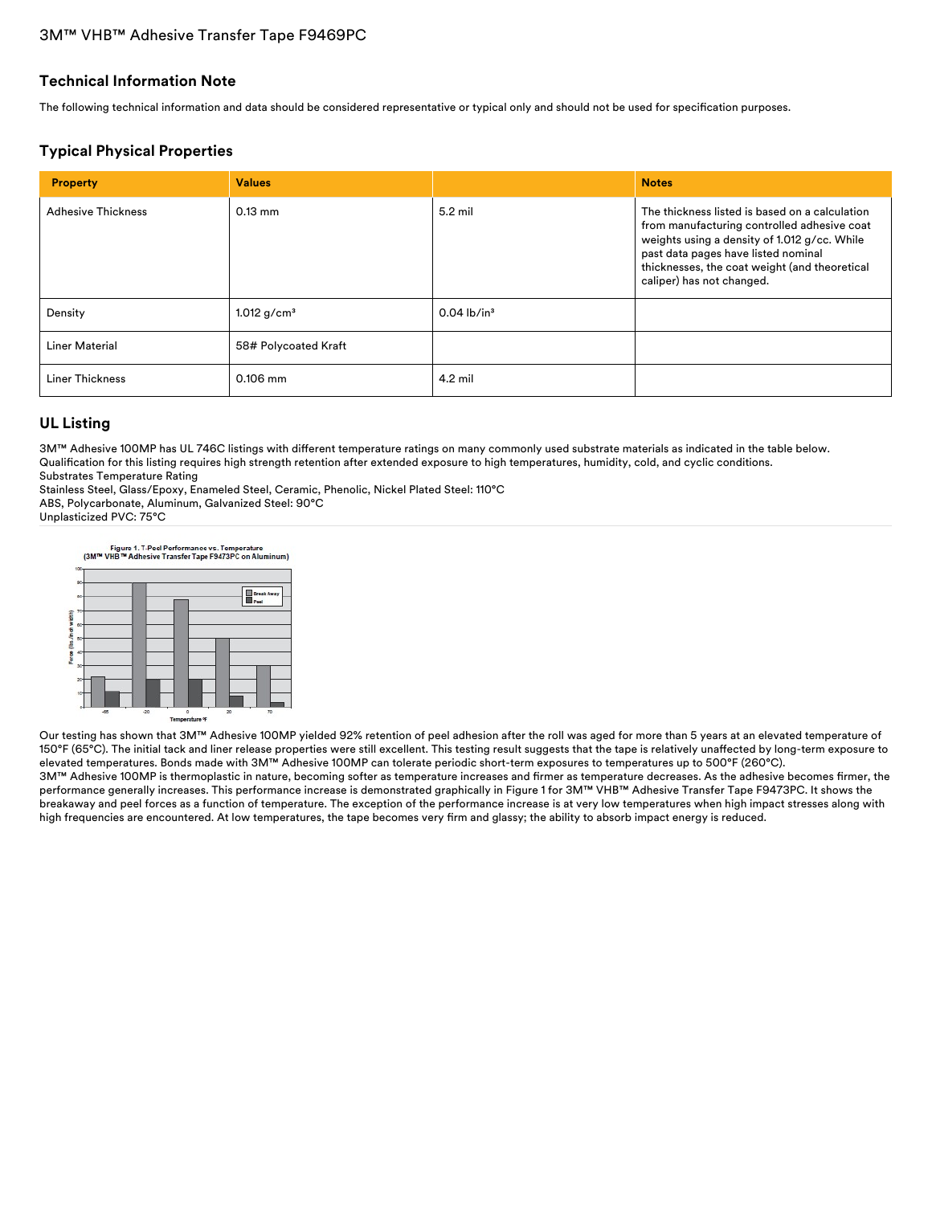## Technical Information Note

The following technical information and data should be considered representative or typical only and should not be used for specification purposes.

## Typical Physical Properties

| Property | Values | | Notes |
|---|---|---|---|
| Adhesive Thickness | 0.13 mm | 5.2 mil | The thickness listed is based on a calculation from manufacturing controlled adhesive coat weights using a density of 1.012 g/cc. While past data pages have listed nominal thicknesses, the coat weight (and theoretical caliper) has not changed. |
| Density | 1.012 g/cm³ | 0.04 lb/in³ | |
| Liner Material | 58# Polycoated Kraft | | |
| Liner Thickness | 0.106 mm | 4.2 mil | |

## UL Listing

3M™ Adhesive 100MP has UL 746C listings with different temperature ratings on many commonly used substrate materials as indicated in the table below. Qualification for this listing requires high strength retention after extended exposure to high temperatures, humidity, cold, and cyclic conditions.
Substrates Temperature Rating
Stainless Steel, Glass/Epoxy, Enameled Steel, Ceramic, Phenolic, Nickel Plated Steel: 110°C
ABS, Polycarbonate, Aluminum, Galvanized Steel: 90°C
Unplasticized PVC: 75°C

Figure 1. T-Peel Performance vs. Temperature (3M™ VHB™ Adhesive Transfer Tape F9473PC on Aluminum)

Our testing has shown that 3M™ Adhesive 100MP yielded 92% retention of peel adhesion after the roll was aged for more than 5 years at an elevated temperature of 150°F (65°C). The initial tack and liner release properties were still excellent. This testing result suggests that the tape is relatively unaffected by long-term exposure to elevated temperatures. Bonds made with 3M™ Adhesive 100MP can tolerate periodic short-term exposures to temperatures up to 500°F (260°C).
3M™ Adhesive 100MP is thermoplastic in nature, becoming softer as temperature increases and firmer as temperature decreases. As the adhesive becomes firmer, the performance generally increases. This performance increase is demonstrated graphically in Figure 1 for 3M™ VHB™ Adhesive Transfer Tape F9473PC. It shows the breakaway and peel forces as a function of temperature. The exception of the performance increase is at very low temperatures when high impact stresses along with high frequencies are encountered. At low temperatures, the tape becomes very firm and glassy; the ability to absorb impact energy is reduced.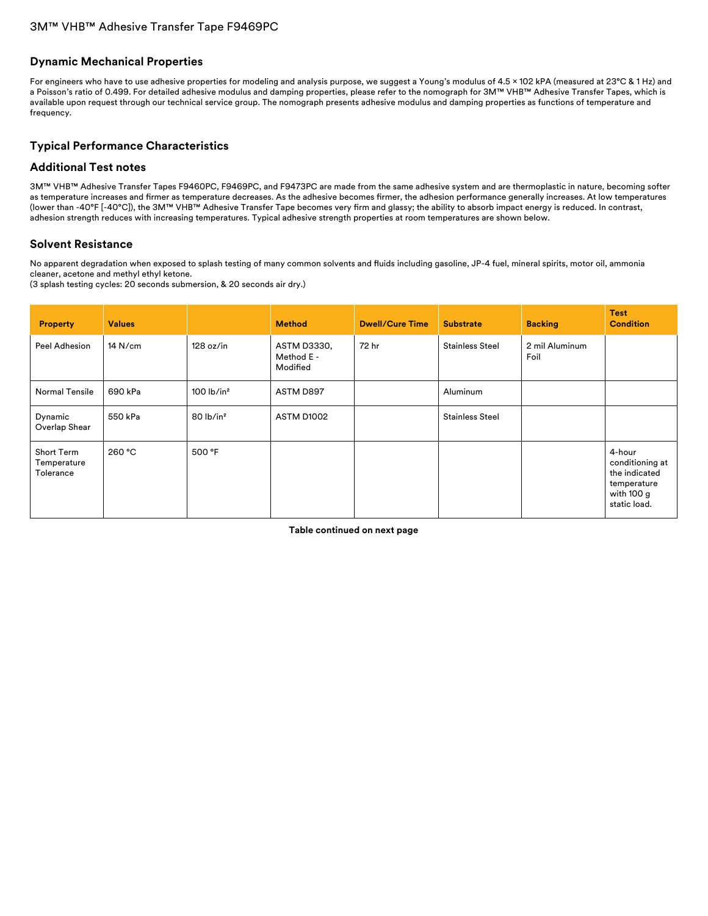## Dynamic Mechanical Properties

For engineers who have to use adhesive properties for modeling and analysis purpose, we suggest a Young's modulus of 4.5 × 102 kPA (measured at 23°C & 1 Hz) and a Poisson's ratio of 0.499. For detailed adhesive modulus and damping properties, please refer to the nomograph for 3M™ VHB™ Adhesive Transfer Tapes, which is available upon request through our technical service group. The nomograph presents adhesive modulus and damping properties as functions of temperature and frequency.

## Typical Performance Characteristics

## Additional Test notes

3M™ VHB™ Adhesive Transfer Tapes F9460PC, F9469PC, and F9473PC are made from the same adhesive system and are thermoplastic in nature, becoming softer as temperature increases and firmer as temperature decreases. As the adhesive becomes firmer, the adhesion performance generally increases. At low temperatures (lower than -40°F [-40°C]), the 3M™ VHB™ Adhesive Transfer Tape becomes very firm and glassy; the ability to absorb impact energy is reduced. In contrast, adhesion strength reduces with increasing temperatures. Typical adhesive strength properties at room temperatures are shown below.

## Solvent Resistance

No apparent degradation when exposed to splash testing of many common solvents and fluids including gasoline, JP-4 fuel, mineral spirits, motor oil, ammonia cleaner, acetone and methyl ethyl ketone.
(3 splash testing cycles: 20 seconds submersion, & 20 seconds air dry.)

| Property | Values | | Method | Dwell/Cure Time | Substrate | Backing | Test Condition |
|---|---|---|---|---|---|---|---|
| Peel Adhesion | 14 N/cm | 128 oz/in | ASTM D3330, Method E - Modified | 72 hr | Stainless Steel | 2 mil Aluminum Foil | |
| Normal Tensile | 690 kPa | 100 lb/in² | ASTM D897 | | Aluminum | | |
| Dynamic Overlap Shear | 550 kPa | 80 lb/in² | ASTM D1002 | | Stainless Steel | | |
| Short Term Temperature Tolerance | 260 °C | 500 °F | | | | | 4-hour conditioning at the indicated temperature with 100 g static load. |

**Table continued on next page**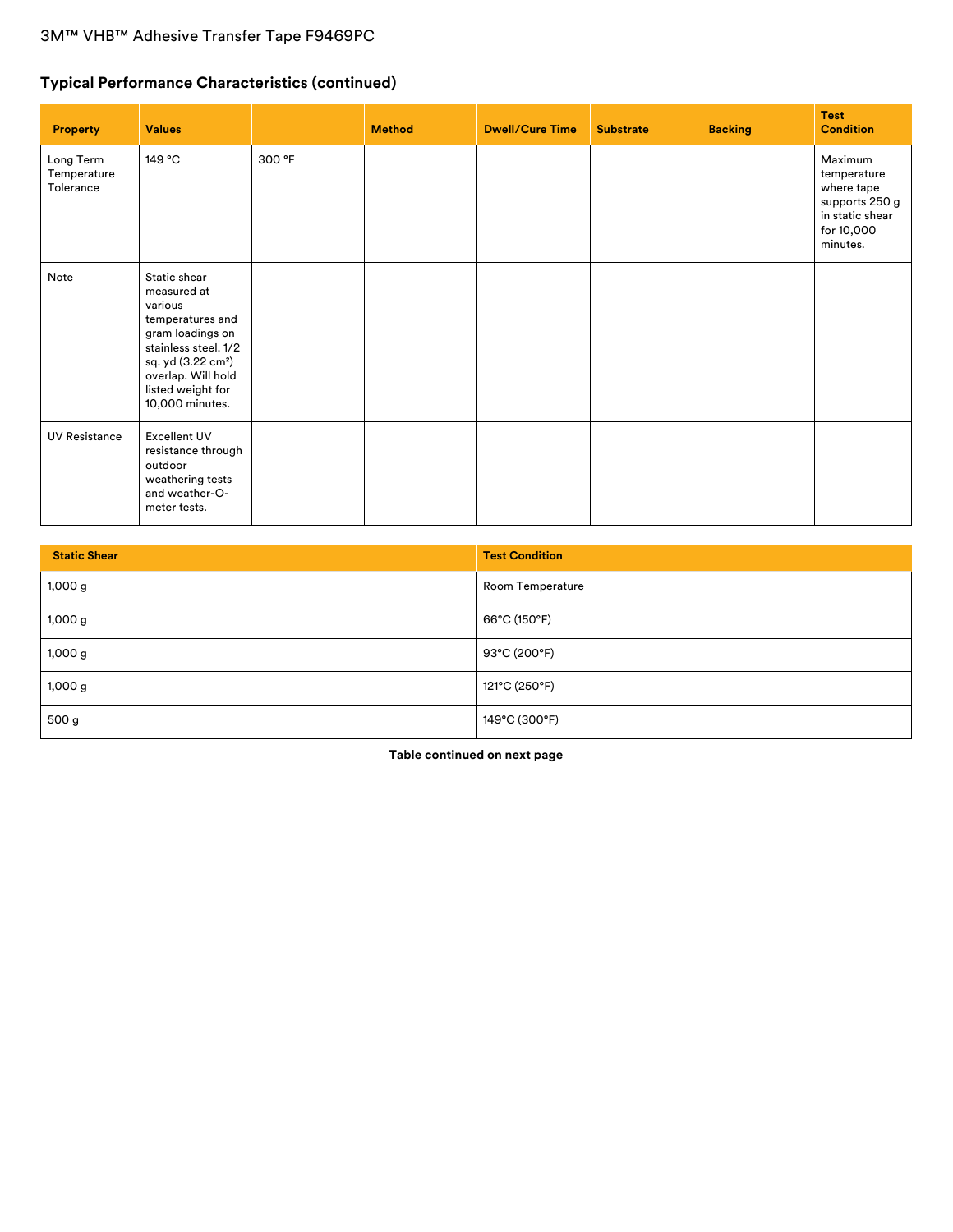## Typical Performance Characteristics (continued)

| Property | Values | | Method | Dwell/Cure Time | Substrate | Backing | Test Condition |
|---|---|---|---|---|---|---|---|
| Long Term Temperature Tolerance | 149 °C | 300 °F | | | | | Maximum temperature where tape supports 250 g in static shear for 10,000 minutes. |
| Note | Static shear measured at various temperatures and gram loadings on stainless steel. 1/2 sq. yd (3.22 cm²) overlap. Will hold listed weight for 10,000 minutes. | | | | | | |
| UV Resistance | Excellent UV resistance through outdoor weathering tests and weather-O-meter tests. | | | | | | |

| Static Shear | Test Condition |
|---|---|
| 1,000 g | Room Temperature |
| 1,000 g | 66°C (150°F) |
| 1,000 g | 93°C (200°F) |
| 1,000 g | 121°C (250°F) |
| 500 g | 149°C (300°F) |

**Table continued on next page**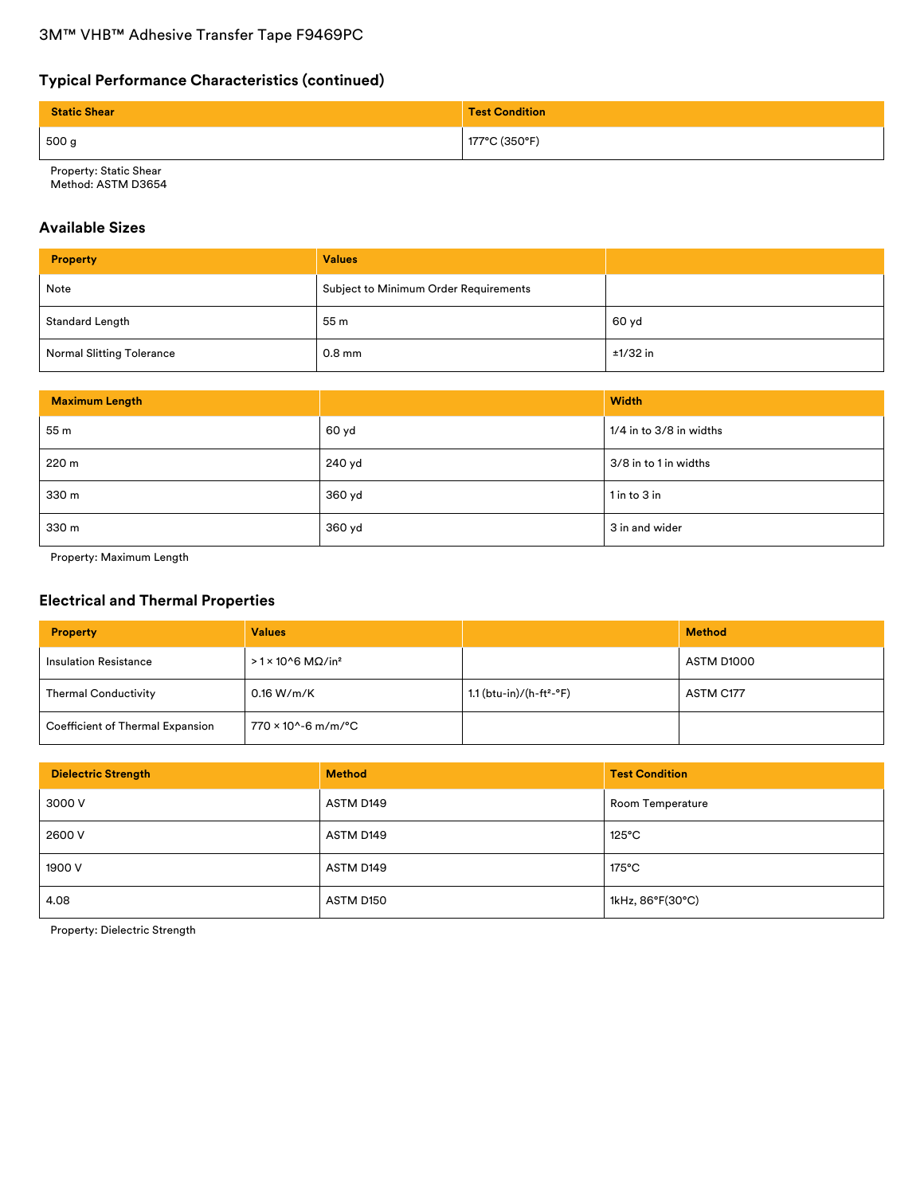## Typical Performance Characteristics (continued)

| Static Shear | Test Condition |
| --- | --- |
| 500 g | 177°C (350°F) |

Property: Static Shear
Method: ASTM D3654

## Available Sizes

| Property | Values | |
| --- | --- | --- |
| Note | Subject to Minimum Order Requirements | |
| Standard Length | 55 m | 60 yd |
| Normal Slitting Tolerance | 0.8 mm | ±1/32 in |

| Maximum Length | | Width |
| --- | --- | --- |
| 55 m | 60 yd | 1/4 in to 3/8 in widths |
| 220 m | 240 yd | 3/8 in to 1 in widths |
| 330 m | 360 yd | 1 in to 3 in |
| 330 m | 360 yd | 3 in and wider |

Property: Maximum Length

## Electrical and Thermal Properties

| Property | Values | | Method |
| --- | --- | --- | --- |
| Insulation Resistance | > 1 × 10^6 MΩ/in² | | ASTM D1000 |
| Thermal Conductivity | 0.16 W/m/K | 1.1 (btu-in)/(h-ft²-°F) | ASTM C177 |
| Coefficient of Thermal Expansion | 770 × 10^-6 m/m/°C | | |

| Dielectric Strength | Method | Test Condition |
| --- | --- | --- |
| 3000 V | ASTM D149 | Room Temperature |
| 2600 V | ASTM D149 | 125°C |
| 1900 V | ASTM D149 | 175°C |
| 4.08 | ASTM D150 | 1kHz, 86°F(30°C) |

Property: Dielectric Strength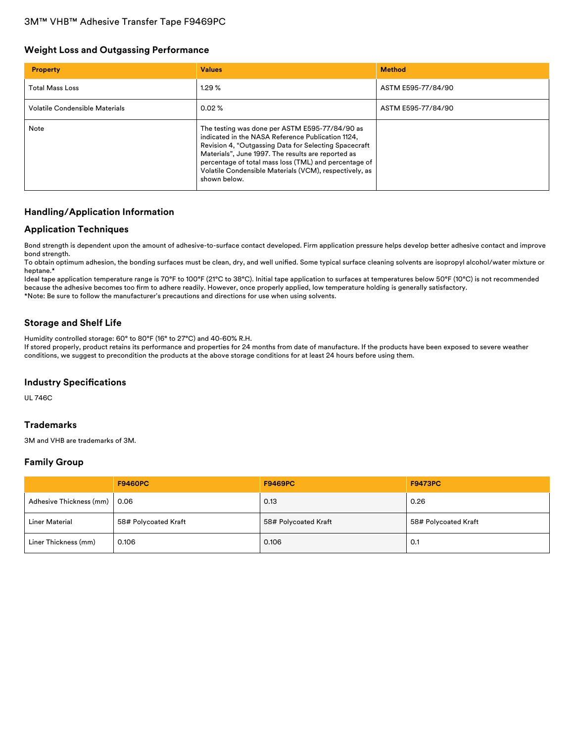## Weight Loss and Outgassing Performance

| Property | Values | Method |
| --- | --- | --- |
| Total Mass Loss | 1.29 % | ASTM E595-77/84/90 |
| Volatile Condensible Materials | 0.02 % | ASTM E595-77/84/90 |
| Note | The testing was done per ASTM E595-77/84/90 as indicated in the NASA Reference Publication 1124, Revision 4, “Outgassing Data for Selecting Spacecraft Materials”, June 1997. The results are reported as percentage of total mass loss (TML) and percentage of Volatile Condensible Materials (VCM), respectively, as shown below. | |

## Handling/Application Information

## Application Techniques

Bond strength is dependent upon the amount of adhesive-to-surface contact developed. Firm application pressure helps develop better adhesive contact and improve bond strength.
To obtain optimum adhesion, the bonding surfaces must be clean, dry, and well unified. Some typical surface cleaning solvents are isopropyl alcohol/water mixture or heptane.*
Ideal tape application temperature range is 70°F to 100°F (21°C to 38°C). Initial tape application to surfaces at temperatures below 50°F (10°C) is not recommended because the adhesive becomes too firm to adhere readily. However, once properly applied, low temperature holding is generally satisfactory.
*Note: Be sure to follow the manufacturer's precautions and directions for use when using solvents.

## Storage and Shelf Life

Humidity controlled storage: 60° to 80°F (16° to 27°C) and 40-60% R.H.
If stored properly, product retains its performance and properties for 24 months from date of manufacture. If the products have been exposed to severe weather conditions, we suggest to precondition the products at the above storage conditions for at least 24 hours before using them.

## Industry Specifications

UL 746C

## Trademarks

3M and VHB are trademarks of 3M.

## Family Group

| | F9460PC | F9469PC | F9473PC |
| --- | --- | --- | --- |
| Adhesive Thickness (mm) | 0.06 | 0.13 | 0.26 |
| Liner Material | 58# Polycoated Kraft | 58# Polycoated Kraft | 58# Polycoated Kraft |
| Liner Thickness (mm) | 0.106 | 0.106 | 0.1 |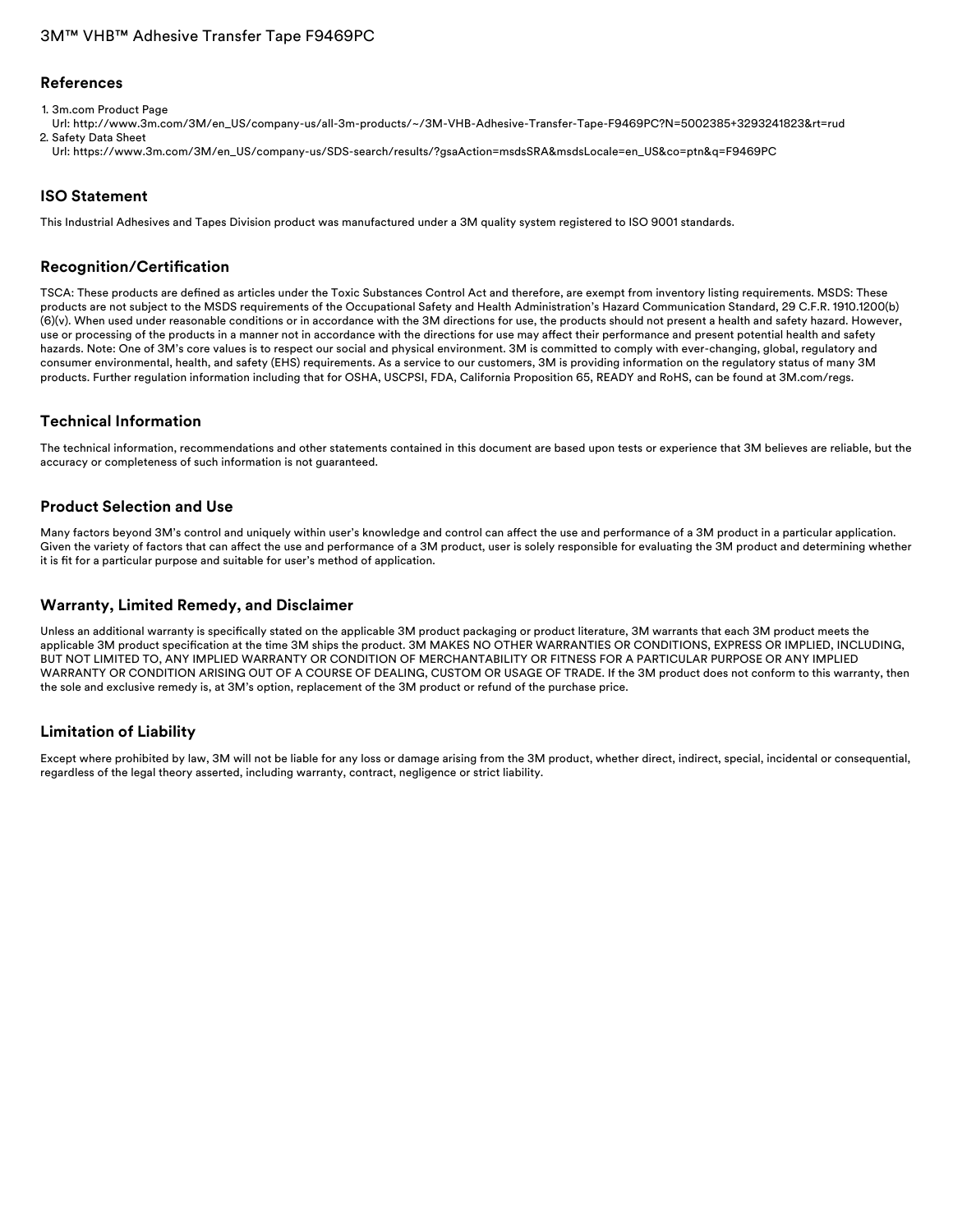## References

1. 3m.com Product Page
   Url: http://www.3m.com/3M/en_US/company-us/all-3m-products/~/3M-VHB-Adhesive-Transfer-Tape-F9469PC?N=5002385+3293241823&rt=rud
2. Safety Data Sheet
   Url: https://www.3m.com/3M/en_US/company-us/SDS-search/results/?gsaAction=msdsSRA&msdsLocale=en_US&co=ptn&q=F9469PC

## ISO Statement

This Industrial Adhesives and Tapes Division product was manufactured under a 3M quality system registered to ISO 9001 standards.

## Recognition/Certification

TSCA: These products are defined as articles under the Toxic Substances Control Act and therefore, are exempt from inventory listing requirements. MSDS: These products are not subject to the MSDS requirements of the Occupational Safety and Health Administration's Hazard Communication Standard, 29 C.F.R. 1910.1200(b)(6)(v). When used under reasonable conditions or in accordance with the 3M directions for use, the products should not present a health and safety hazard. However, use or processing of the products in a manner not in accordance with the directions for use may affect their performance and present potential health and safety hazards. Note: One of 3M's core values is to respect our social and physical environment. 3M is committed to comply with ever-changing, global, regulatory and consumer environmental, health, and safety (EHS) requirements. As a service to our customers, 3M is providing information on the regulatory status of many 3M products. Further regulation information including that for OSHA, USCPSI, FDA, California Proposition 65, READY and RoHS, can be found at 3M.com/regs.

## Technical Information

The technical information, recommendations and other statements contained in this document are based upon tests or experience that 3M believes are reliable, but the accuracy or completeness of such information is not guaranteed.

## Product Selection and Use

Many factors beyond 3M's control and uniquely within user's knowledge and control can affect the use and performance of a 3M product in a particular application. Given the variety of factors that can affect the use and performance of a 3M product, user is solely responsible for evaluating the 3M product and determining whether it is fit for a particular purpose and suitable for user's method of application.

## Warranty, Limited Remedy, and Disclaimer

Unless an additional warranty is specifically stated on the applicable 3M product packaging or product literature, 3M warrants that each 3M product meets the applicable 3M product specification at the time 3M ships the product. 3M MAKES NO OTHER WARRANTIES OR CONDITIONS, EXPRESS OR IMPLIED, INCLUDING, BUT NOT LIMITED TO, ANY IMPLIED WARRANTY OR CONDITION OF MERCHANTABILITY OR FITNESS FOR A PARTICULAR PURPOSE OR ANY IMPLIED WARRANTY OR CONDITION ARISING OUT OF A COURSE OF DEALING, CUSTOM OR USAGE OF TRADE. If the 3M product does not conform to this warranty, then the sole and exclusive remedy is, at 3M's option, replacement of the 3M product or refund of the purchase price.

## Limitation of Liability

Except where prohibited by law, 3M will not be liable for any loss or damage arising from the 3M product, whether direct, indirect, special, incidental or consequential, regardless of the legal theory asserted, including warranty, contract, negligence or strict liability.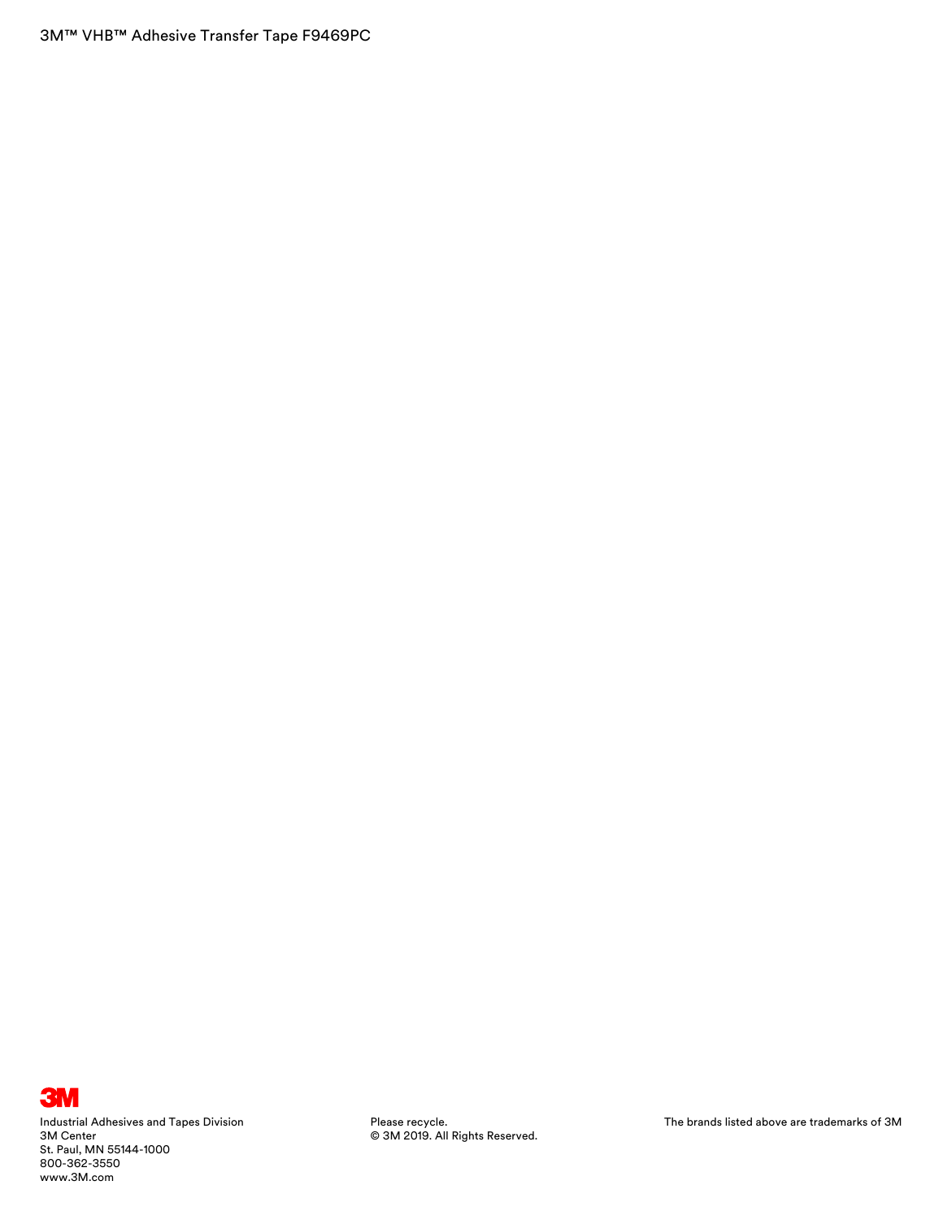3M

Industrial Adhesives and Tapes Division
3M Center
St. Paul, MN 55144-1000
800-362-3550
www.3M.com

Please recycle.
© 3M 2019. All Rights Reserved.

The brands listed above are trademarks of 3M